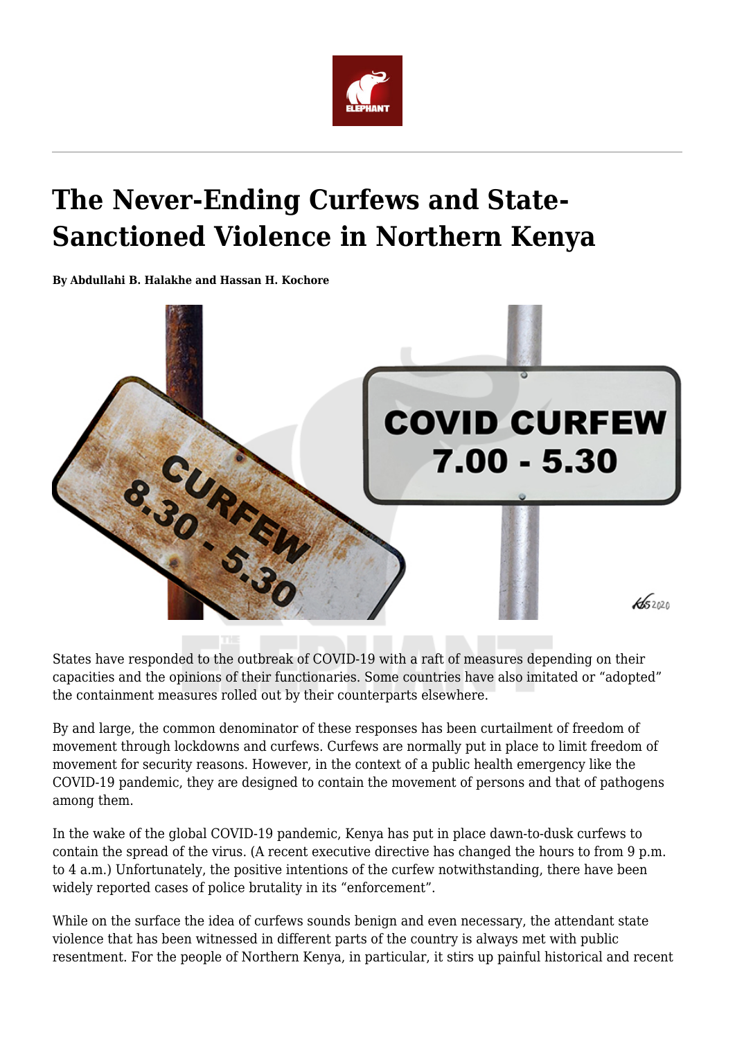# The Never-Ending Curfews and State-Sanctioned Violence in Northern Kenya

**By Abdullahi B. Halakhe and Hassan H. Kochore**

States have responded to the outbreak of COVID-19 with a raft of measures depending on their capacities and the opinions of their functionaries. Some countries have also imitated or "adopted" the containment measures rolled out by their counterparts elsewhere.

By and large, the common denominator of these responses has been curtailment of freedom of movement through lockdowns and curfews. Curfews are normally put in place to limit freedom of movement for security reasons. However, in the context of a public health emergency like the COVID-19 pandemic, they are designed to contain the movement of persons and that of pathogens among them.

In the wake of the global COVID-19 pandemic, Kenya has put in place dawn-to-dusk curfews to contain the spread of the virus. (A recent executive directive has changed the hours to from 9 p.m. to 4 a.m.) Unfortunately, the positive intentions of the curfew notwithstanding, there have been widely reported cases of police brutality in its "enforcement".

While on the surface the idea of curfews sounds benign and even necessary, the attendant state violence that has been witnessed in different parts of the country is always met with public resentment. For the people of Northern Kenya, in particular, it stirs up painful historical and recent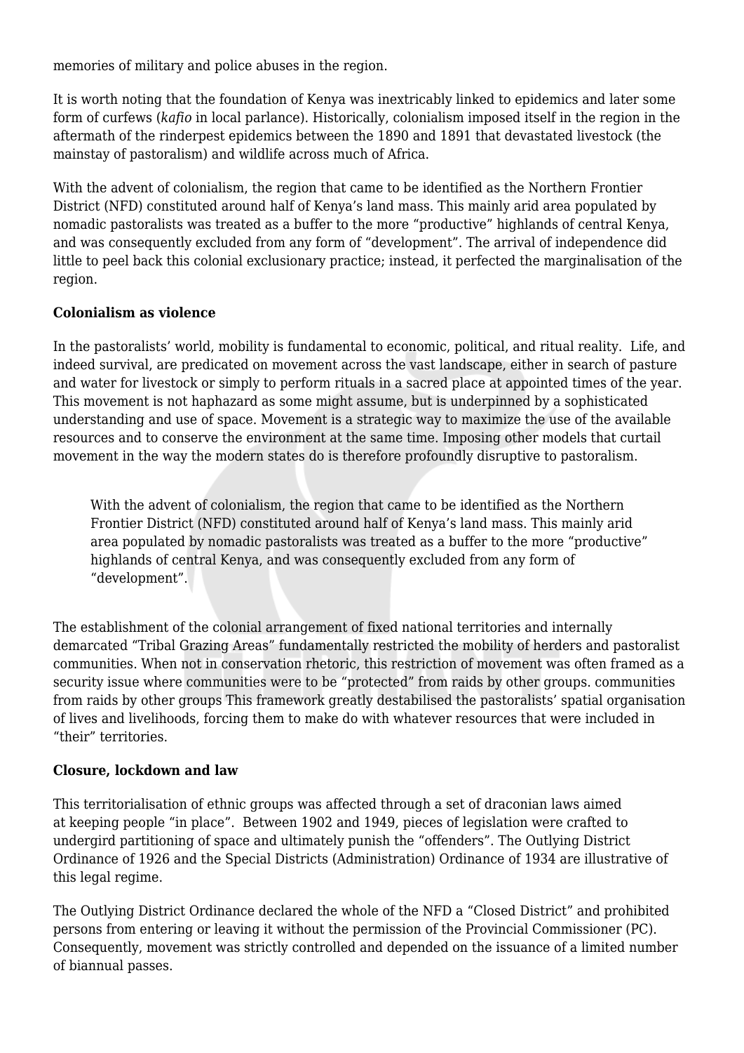memories of military and police abuses in the region.

It is worth noting that the foundation of Kenya was inextricably linked to epidemics and later some form of curfews (*kafio* in local parlance). Historically, colonialism imposed itself in the region in the aftermath of the rinderpest epidemics between the 1890 and 1891 that devastated livestock (the mainstay of pastoralism) and wildlife across much of Africa.

With the advent of colonialism, the region that came to be identified as the Northern Frontier District (NFD) constituted around half of Kenya's land mass. This mainly arid area populated by nomadic pastoralists was treated as a buffer to the more "productive" highlands of central Kenya, and was consequently excluded from any form of "development". The arrival of independence did little to peel back this colonial exclusionary practice; instead, it perfected the marginalisation of the region.

**Colonialism as violence**

In the pastoralists' world, mobility is fundamental to economic, political, and ritual reality. Life, and indeed survival, are predicated on movement across the vast landscape, either in search of pasture and water for livestock or simply to perform rituals in a sacred place at appointed times of the year. This movement is not haphazard as some might assume, but is underpinned by a sophisticated understanding and use of space. Movement is a strategic way to maximize the use of the available resources and to conserve the environment at the same time. Imposing other models that curtail movement in the way the modern states do is therefore profoundly disruptive to pastoralism.

> With the advent of colonialism, the region that came to be identified as the Northern Frontier District (NFD) constituted around half of Kenya's land mass. This mainly arid area populated by nomadic pastoralists was treated as a buffer to the more "productive" highlands of central Kenya, and was consequently excluded from any form of "development".

The establishment of the colonial arrangement of fixed national territories and internally demarcated "Tribal Grazing Areas" fundamentally restricted the mobility of herders and pastoralist communities. When not in conservation rhetoric, this restriction of movement was often framed as a security issue where communities were to be "protected" from raids by other groups. communities from raids by other groups This framework greatly destabilised the pastoralists' spatial organisation of lives and livelihoods, forcing them to make do with whatever resources that were included in "their" territories.

**Closure, lockdown and law**

This territorialisation of ethnic groups was affected through a set of draconian laws aimed at keeping people "in place". Between 1902 and 1949, pieces of legislation were crafted to undergird partitioning of space and ultimately punish the "offenders". The Outlying District Ordinance of 1926 and the Special Districts (Administration) Ordinance of 1934 are illustrative of this legal regime.

The Outlying District Ordinance declared the whole of the NFD a "Closed District" and prohibited persons from entering or leaving it without the permission of the Provincial Commissioner (PC). Consequently, movement was strictly controlled and depended on the issuance of a limited number of biannual passes.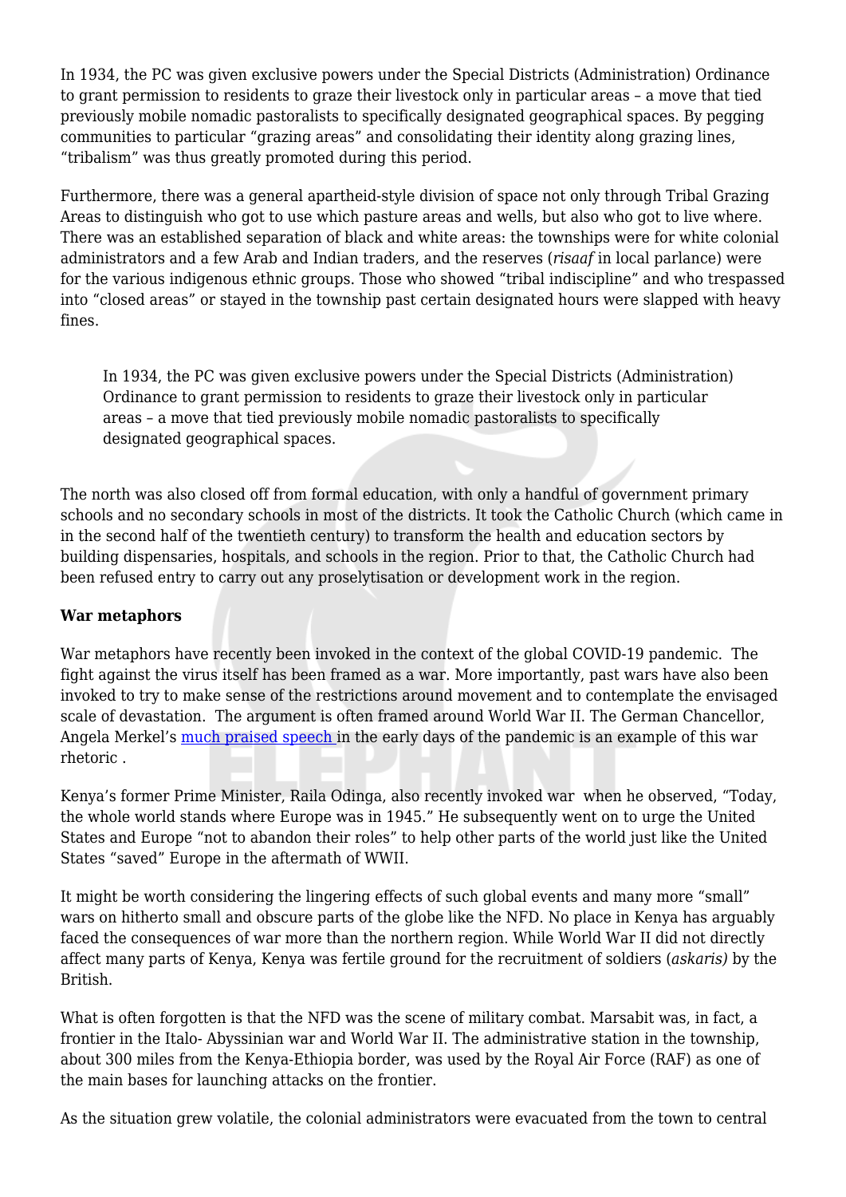In 1934, the PC was given exclusive powers under the Special Districts (Administration) Ordinance to grant permission to residents to graze their livestock only in particular areas – a move that tied previously mobile nomadic pastoralists to specifically designated geographical spaces. By pegging communities to particular "grazing areas" and consolidating their identity along grazing lines, "tribalism" was thus greatly promoted during this period.

Furthermore, there was a general apartheid-style division of space not only through Tribal Grazing Areas to distinguish who got to use which pasture areas and wells, but also who got to live where. There was an established separation of black and white areas: the townships were for white colonial administrators and a few Arab and Indian traders, and the reserves (*risaaf* in local parlance) were for the various indigenous ethnic groups. Those who showed "tribal indiscipline" and who trespassed into "closed areas" or stayed in the township past certain designated hours were slapped with heavy fines.

> In 1934, the PC was given exclusive powers under the Special Districts (Administration) Ordinance to grant permission to residents to graze their livestock only in particular areas – a move that tied previously mobile nomadic pastoralists to specifically designated geographical spaces.

The north was also closed off from formal education, with only a handful of government primary schools and no secondary schools in most of the districts. It took the Catholic Church (which came in in the second half of the twentieth century) to transform the health and education sectors by building dispensaries, hospitals, and schools in the region. Prior to that, the Catholic Church had been refused entry to carry out any proselytisation or development work in the region.

**War metaphors**

War metaphors have recently been invoked in the context of the global COVID-19 pandemic. The fight against the virus itself has been framed as a war. More importantly, past wars have also been invoked to try to make sense of the restrictions around movement and to contemplate the envisaged scale of devastation. The argument is often framed around World War II. The German Chancellor, Angela Merkel's [much praised speech] in the early days of the pandemic is an example of this war rhetoric .

Kenya's former Prime Minister, Raila Odinga, also recently invoked war when he observed, "Today, the whole world stands where Europe was in 1945." He subsequently went on to urge the United States and Europe "not to abandon their roles" to help other parts of the world just like the United States "saved" Europe in the aftermath of WWII.

It might be worth considering the lingering effects of such global events and many more "small" wars on hitherto small and obscure parts of the globe like the NFD. No place in Kenya has arguably faced the consequences of war more than the northern region. While World War II did not directly affect many parts of Kenya, Kenya was fertile ground for the recruitment of soldiers (*askaris)* by the British.

What is often forgotten is that the NFD was the scene of military combat. Marsabit was, in fact, a frontier in the Italo- Abyssinian war and World War II. The administrative station in the township, about 300 miles from the Kenya-Ethiopia border, was used by the Royal Air Force (RAF) as one of the main bases for launching attacks on the frontier.

As the situation grew volatile, the colonial administrators were evacuated from the town to central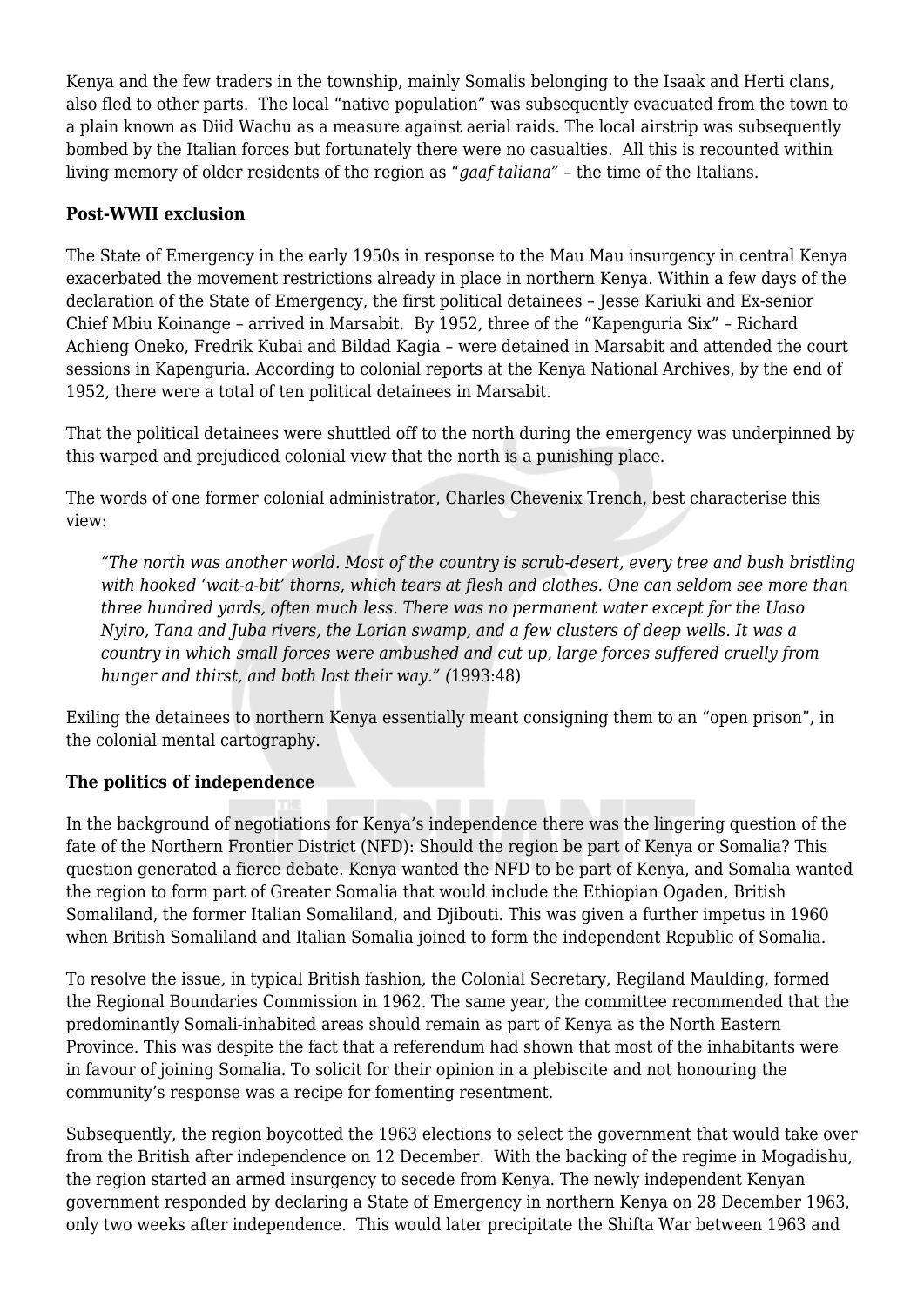Kenya and the few traders in the township, mainly Somalis belonging to the Isaak and Herti clans, also fled to other parts. The local "native population" was subsequently evacuated from the town to a plain known as Diid Wachu as a measure against aerial raids. The local airstrip was subsequently bombed by the Italian forces but fortunately there were no casualties. All this is recounted within living memory of older residents of the region as "*gaaf taliana*" – the time of the Italians.

**Post-WWII exclusion**

The State of Emergency in the early 1950s in response to the Mau Mau insurgency in central Kenya exacerbated the movement restrictions already in place in northern Kenya. Within a few days of the declaration of the State of Emergency, the first political detainees – Jesse Kariuki and Ex-senior Chief Mbiu Koinange – arrived in Marsabit. By 1952, three of the "Kapenguria Six" – Richard Achieng Oneko, Fredrik Kubai and Bildad Kagia – were detained in Marsabit and attended the court sessions in Kapenguria. According to colonial reports at the Kenya National Archives, by the end of 1952, there were a total of ten political detainees in Marsabit.

That the political detainees were shuttled off to the north during the emergency was underpinned by this warped and prejudiced colonial view that the north is a punishing place.

The words of one former colonial administrator, Charles Chevenix Trench, best characterise this view:

> *"The north was another world. Most of the country is scrub-desert, every tree and bush bristling with hooked 'wait-a-bit' thorns, which tears at flesh and clothes. One can seldom see more than three hundred yards, often much less. There was no permanent water except for the Uaso Nyiro, Tana and Juba rivers, the Lorian swamp, and a few clusters of deep wells. It was a country in which small forces were ambushed and cut up, large forces suffered cruelly from hunger and thirst, and both lost their way." (*1993:48)

Exiling the detainees to northern Kenya essentially meant consigning them to an "open prison", in the colonial mental cartography.

**The politics of independence**

In the background of negotiations for Kenya's independence there was the lingering question of the fate of the Northern Frontier District (NFD): Should the region be part of Kenya or Somalia? This question generated a fierce debate. Kenya wanted the NFD to be part of Kenya, and Somalia wanted the region to form part of Greater Somalia that would include the Ethiopian Ogaden, British Somaliland, the former Italian Somaliland, and Djibouti. This was given a further impetus in 1960 when British Somaliland and Italian Somalia joined to form the independent Republic of Somalia.

To resolve the issue, in typical British fashion, the Colonial Secretary, Regiland Maulding, formed the Regional Boundaries Commission in 1962. The same year, the committee recommended that the predominantly Somali-inhabited areas should remain as part of Kenya as the North Eastern Province. This was despite the fact that a referendum had shown that most of the inhabitants were in favour of joining Somalia. To solicit for their opinion in a plebiscite and not honouring the community's response was a recipe for fomenting resentment.

Subsequently, the region boycotted the 1963 elections to select the government that would take over from the British after independence on 12 December. With the backing of the regime in Mogadishu, the region started an armed insurgency to secede from Kenya. The newly independent Kenyan government responded by declaring a State of Emergency in northern Kenya on 28 December 1963, only two weeks after independence. This would later precipitate the Shifta War between 1963 and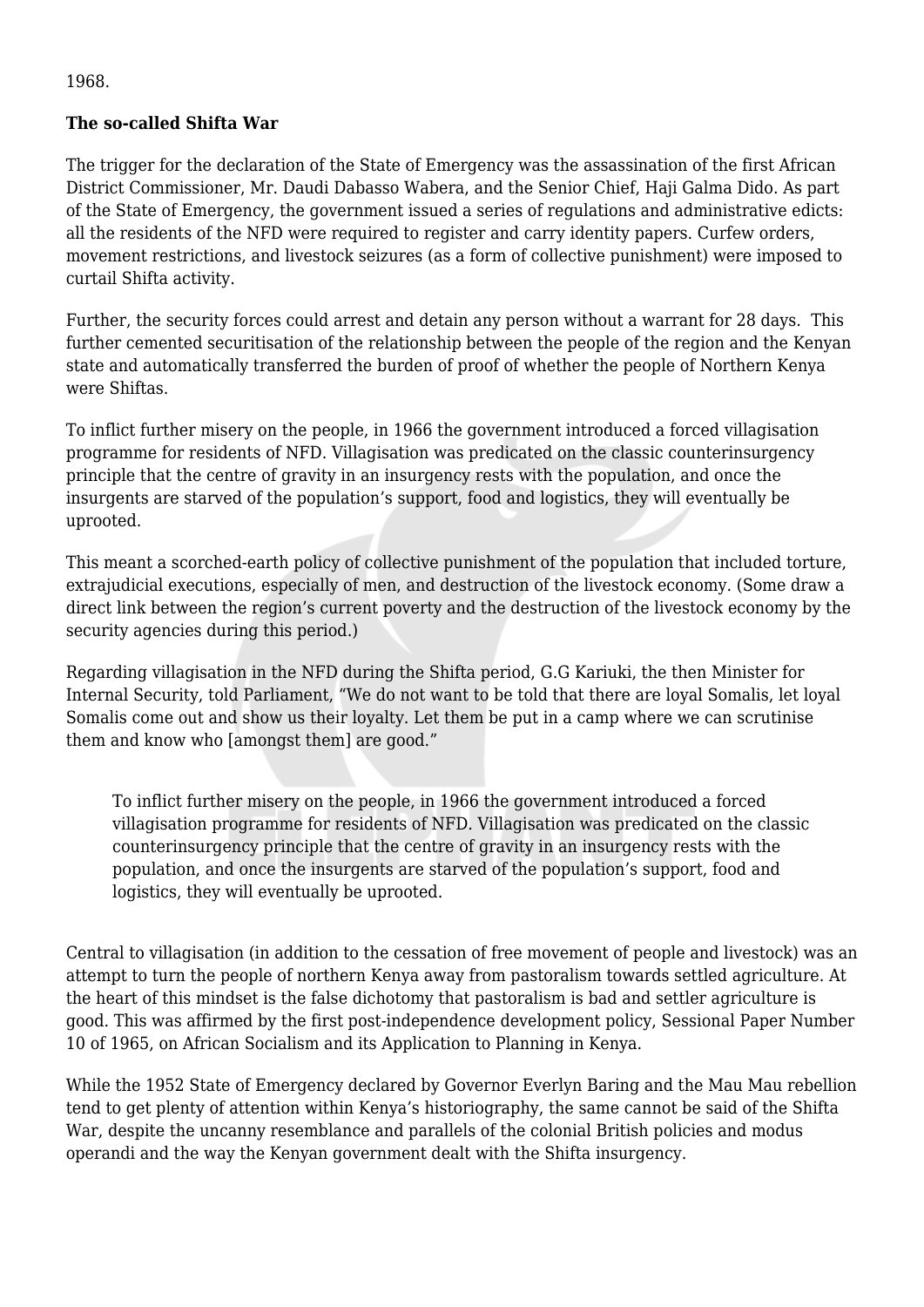1968.

**The so-called Shifta War**

The trigger for the declaration of the State of Emergency was the assassination of the first African District Commissioner, Mr. Daudi Dabasso Wabera, and the Senior Chief, Haji Galma Dido. As part of the State of Emergency, the government issued a series of regulations and administrative edicts: all the residents of the NFD were required to register and carry identity papers. Curfew orders, movement restrictions, and livestock seizures (as a form of collective punishment) were imposed to curtail Shifta activity.

Further, the security forces could arrest and detain any person without a warrant for 28 days. This further cemented securitisation of the relationship between the people of the region and the Kenyan state and automatically transferred the burden of proof of whether the people of Northern Kenya were Shiftas.

To inflict further misery on the people, in 1966 the government introduced a forced villagisation programme for residents of NFD. Villagisation was predicated on the classic counterinsurgency principle that the centre of gravity in an insurgency rests with the population, and once the insurgents are starved of the population's support, food and logistics, they will eventually be uprooted.

This meant a scorched-earth policy of collective punishment of the population that included torture, extrajudicial executions, especially of men, and destruction of the livestock economy. (Some draw a direct link between the region's current poverty and the destruction of the livestock economy by the security agencies during this period.)

Regarding villagisation in the NFD during the Shifta period, G.G Kariuki, the then Minister for Internal Security, told Parliament, "We do not want to be told that there are loyal Somalis, let loyal Somalis come out and show us their loyalty. Let them be put in a camp where we can scrutinise them and know who [amongst them] are good."

> To inflict further misery on the people, in 1966 the government introduced a forced villagisation programme for residents of NFD. Villagisation was predicated on the classic counterinsurgency principle that the centre of gravity in an insurgency rests with the population, and once the insurgents are starved of the population's support, food and logistics, they will eventually be uprooted.

Central to villagisation (in addition to the cessation of free movement of people and livestock) was an attempt to turn the people of northern Kenya away from pastoralism towards settled agriculture. At the heart of this mindset is the false dichotomy that pastoralism is bad and settler agriculture is good. This was affirmed by the first post-independence development policy, Sessional Paper Number 10 of 1965, on African Socialism and its Application to Planning in Kenya.

While the 1952 State of Emergency declared by Governor Everlyn Baring and the Mau Mau rebellion tend to get plenty of attention within Kenya's historiography, the same cannot be said of the Shifta War, despite the uncanny resemblance and parallels of the colonial British policies and modus operandi and the way the Kenyan government dealt with the Shifta insurgency.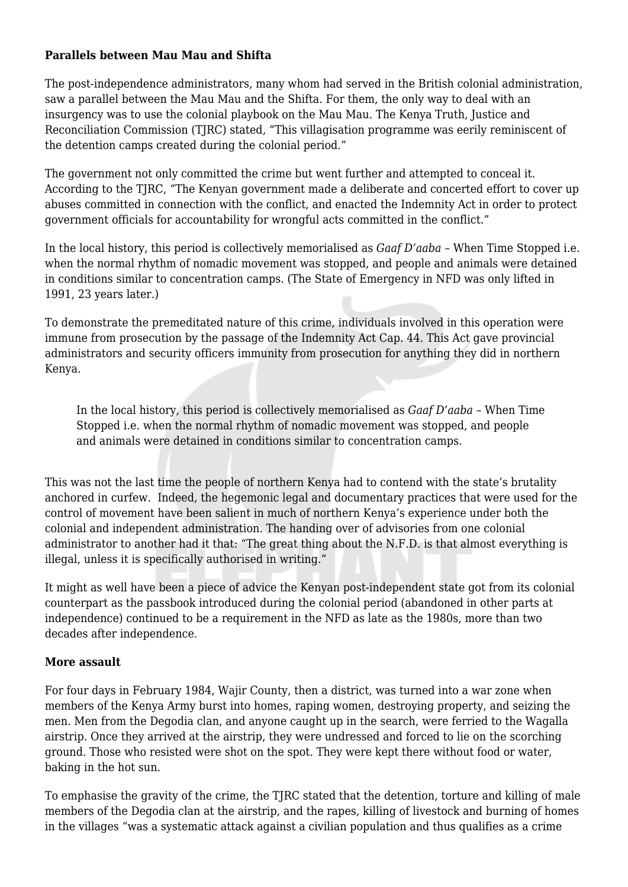**Parallels between Mau Mau and Shifta**

The post-independence administrators, many whom had served in the British colonial administration, saw a parallel between the Mau Mau and the Shifta. For them, the only way to deal with an insurgency was to use the colonial playbook on the Mau Mau. The Kenya Truth, Justice and Reconciliation Commission (TJRC) stated, "This villagisation programme was eerily reminiscent of the detention camps created during the colonial period."

The government not only committed the crime but went further and attempted to conceal it. According to the TJRC, "The Kenyan government made a deliberate and concerted effort to cover up abuses committed in connection with the conflict, and enacted the Indemnity Act in order to protect government officials for accountability for wrongful acts committed in the conflict."

In the local history, this period is collectively memorialised as *Gaaf D'aaba* – When Time Stopped i.e. when the normal rhythm of nomadic movement was stopped, and people and animals were detained in conditions similar to concentration camps. (The State of Emergency in NFD was only lifted in 1991, 23 years later.)

To demonstrate the premeditated nature of this crime, individuals involved in this operation were immune from prosecution by the passage of the Indemnity Act Cap. 44. This Act gave provincial administrators and security officers immunity from prosecution for anything they did in northern Kenya.

> In the local history, this period is collectively memorialised as *Gaaf D'aaba* – When Time Stopped i.e. when the normal rhythm of nomadic movement was stopped, and people and animals were detained in conditions similar to concentration camps.

This was not the last time the people of northern Kenya had to contend with the state's brutality anchored in curfew. Indeed, the hegemonic legal and documentary practices that were used for the control of movement have been salient in much of northern Kenya's experience under both the colonial and independent administration. The handing over of advisories from one colonial administrator to another had it that: "The great thing about the N.F.D. is that almost everything is illegal, unless it is specifically authorised in writing."

It might as well have been a piece of advice the Kenyan post-independent state got from its colonial counterpart as the passbook introduced during the colonial period (abandoned in other parts at independence) continued to be a requirement in the NFD as late as the 1980s, more than two decades after independence.

**More assault**

For four days in February 1984, Wajir County, then a district, was turned into a war zone when members of the Kenya Army burst into homes, raping women, destroying property, and seizing the men. Men from the Degodia clan, and anyone caught up in the search, were ferried to the Wagalla airstrip. Once they arrived at the airstrip, they were undressed and forced to lie on the scorching ground. Those who resisted were shot on the spot. They were kept there without food or water, baking in the hot sun.

To emphasise the gravity of the crime, the TJRC stated that the detention, torture and killing of male members of the Degodia clan at the airstrip, and the rapes, killing of livestock and burning of homes in the villages "was a systematic attack against a civilian population and thus qualifies as a crime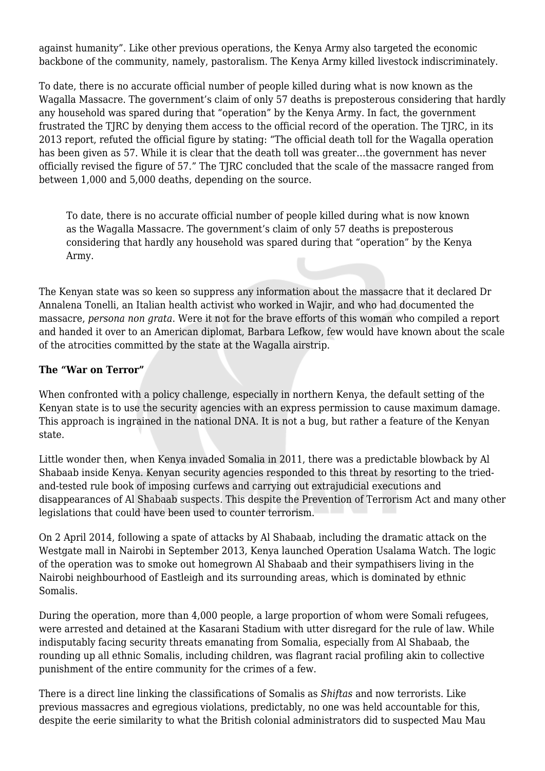against humanity". Like other previous operations, the Kenya Army also targeted the economic backbone of the community, namely, pastoralism. The Kenya Army killed livestock indiscriminately.

To date, there is no accurate official number of people killed during what is now known as the Wagalla Massacre. The government's claim of only 57 deaths is preposterous considering that hardly any household was spared during that "operation" by the Kenya Army. In fact, the government frustrated the TJRC by denying them access to the official record of the operation. The TJRC, in its 2013 report, refuted the official figure by stating: "The official death toll for the Wagalla operation has been given as 57. While it is clear that the death toll was greater…the government has never officially revised the figure of 57." The TJRC concluded that the scale of the massacre ranged from between 1,000 and 5,000 deaths, depending on the source.

> To date, there is no accurate official number of people killed during what is now known as the Wagalla Massacre. The government's claim of only 57 deaths is preposterous considering that hardly any household was spared during that "operation" by the Kenya Army.

The Kenyan state was so keen so suppress any information about the massacre that it declared Dr Annalena Tonelli, an Italian health activist who worked in Wajir, and who had documented the massacre, *persona non grata*. Were it not for the brave efforts of this woman who compiled a report and handed it over to an American diplomat, Barbara Lefkow, few would have known about the scale of the atrocities committed by the state at the Wagalla airstrip.

**The "War on Terror"**

When confronted with a policy challenge, especially in northern Kenya, the default setting of the Kenyan state is to use the security agencies with an express permission to cause maximum damage. This approach is ingrained in the national DNA. It is not a bug, but rather a feature of the Kenyan state.

Little wonder then, when Kenya invaded Somalia in 2011, there was a predictable blowback by Al Shabaab inside Kenya. Kenyan security agencies responded to this threat by resorting to the tried-and-tested rule book of imposing curfews and carrying out extrajudicial executions and disappearances of Al Shabaab suspects. This despite the Prevention of Terrorism Act and many other legislations that could have been used to counter terrorism.

On 2 April 2014, following a spate of attacks by Al Shabaab, including the dramatic attack on the Westgate mall in Nairobi in September 2013, Kenya launched Operation Usalama Watch. The logic of the operation was to smoke out homegrown Al Shabaab and their sympathisers living in the Nairobi neighbourhood of Eastleigh and its surrounding areas, which is dominated by ethnic Somalis.

During the operation, more than 4,000 people, a large proportion of whom were Somali refugees, were arrested and detained at the Kasarani Stadium with utter disregard for the rule of law. While indisputably facing security threats emanating from Somalia, especially from Al Shabaab, the rounding up all ethnic Somalis, including children, was flagrant racial profiling akin to collective punishment of the entire community for the crimes of a few.

There is a direct line linking the classifications of Somalis as *Shiftas* and now terrorists. Like previous massacres and egregious violations, predictably, no one was held accountable for this, despite the eerie similarity to what the British colonial administrators did to suspected Mau Mau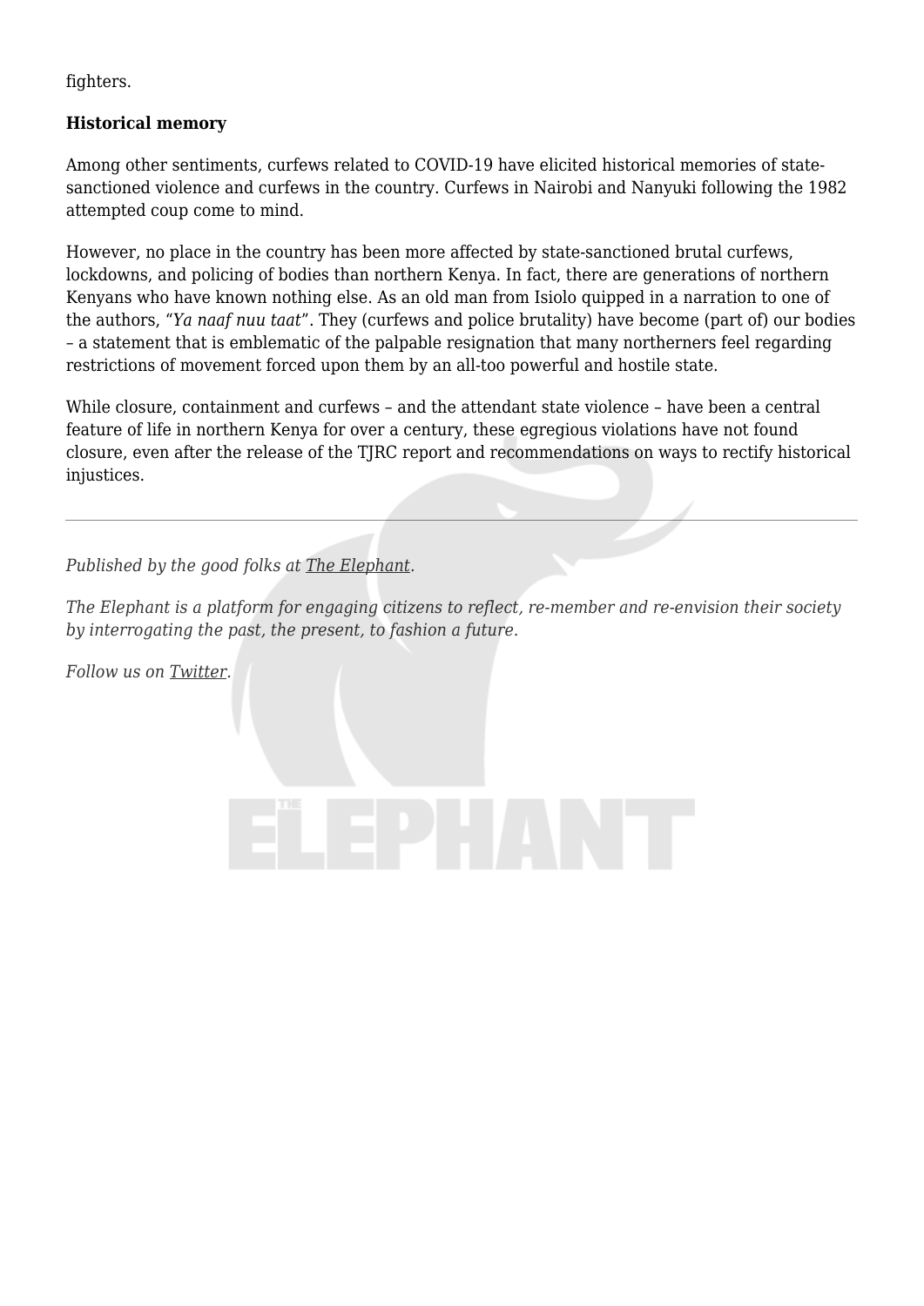fighters.

**Historical memory**

Among other sentiments, curfews related to COVID-19 have elicited historical memories of state-sanctioned violence and curfews in the country. Curfews in Nairobi and Nanyuki following the 1982 attempted coup come to mind.

However, no place in the country has been more affected by state-sanctioned brutal curfews, lockdowns, and policing of bodies than northern Kenya. In fact, there are generations of northern Kenyans who have known nothing else. As an old man from Isiolo quipped in a narration to one of the authors, "*Ya naaf nuu taat*". They (curfews and police brutality) have become (part of) our bodies – a statement that is emblematic of the palpable resignation that many northerners feel regarding restrictions of movement forced upon them by an all-too powerful and hostile state.

While closure, containment and curfews – and the attendant state violence – have been a central feature of life in northern Kenya for over a century, these egregious violations have not found closure, even after the release of the TJRC report and recommendations on ways to rectify historical injustices.

---

*Published by the good folks at [The Elephant](#).*

*The Elephant is a platform for engaging citizens to reflect, re-member and re-envision their society by interrogating the past, the present, to fashion a future.*

*Follow us on [Twitter](#).*